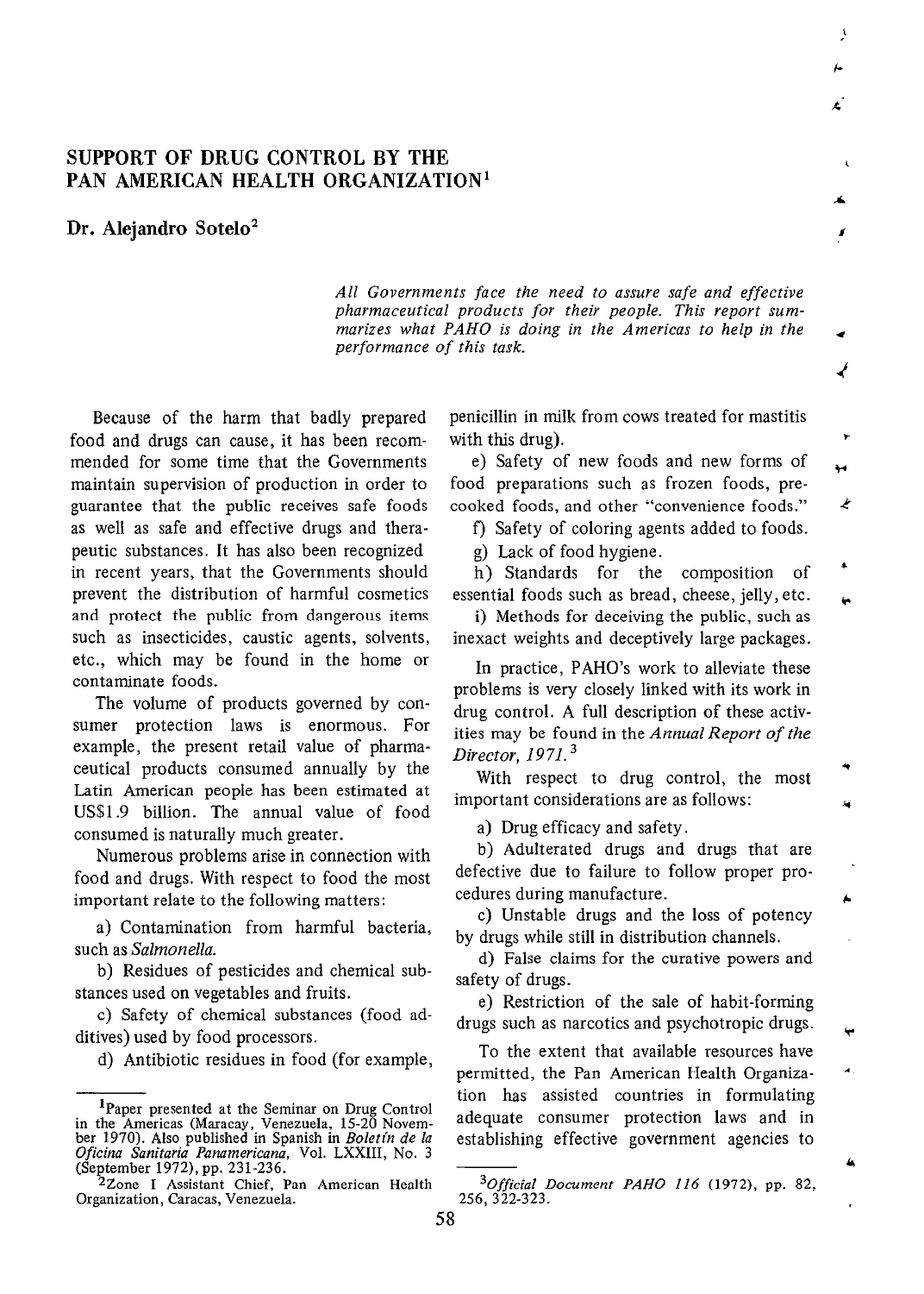# SUPPORT OF DRUG CONTROL BY THE PAN AMERICAN HEALTH ORGANIZATION[1]

## Dr. Alejandro Sotelo[2]

*All Governments face the need to assure safe and effective pharmaceutical products for their people. This report summarizes what PAHO is doing in the Americas to help in the performance of this task.*

Because of the harm that badly prepared food and drugs can cause, it has been recommended for some time that the Governments maintain supervision of production in order to guarantee that the public receives safe foods as well as safe and effective drugs and therapeutic substances. It has also been recognized in recent years, that the Governments should prevent the distribution of harmful cosmetics and protect the public from dangerous items such as insecticides, caustic agents, solvents, etc., which may be found in the home or contaminate foods.

The volume of products governed by consumer protection laws is enormous. For example, the present retail value of pharmaceutical products consumed annually by the Latin American people has been estimated at US$1.9 billion. The annual value of food consumed is naturally much greater.

Numerous problems arise in connection with food and drugs. With respect to food the most important relate to the following matters:

a) Contamination from harmful bacteria, such as *Salmonella.*

b) Residues of pesticides and chemical substances used on vegetables and fruits.

c) Safety of chemical substances (food additives) used by food processors.

d) Antibiotic residues in food (for example, penicillin in milk from cows treated for mastitis with this drug).

e) Safety of new foods and new forms of food preparations such as frozen foods, precooked foods, and other "convenience foods."

f) Safety of coloring agents added to foods.

g) Lack of food hygiene.

h) Standards for the composition of essential foods such as bread, cheese, jelly, etc.

i) Methods for deceiving the public, such as inexact weights and deceptively large packages.

In practice, PAHO's work to alleviate these problems is very closely linked with its work in drug control. A full description of these activities may be found in the *Annual Report of the Director, 1971.*[3]

With respect to drug control, the most important considerations are as follows:

a) Drug efficacy and safety.

b) Adulterated drugs and drugs that are defective due to failure to follow proper procedures during manufacture.

c) Unstable drugs and the loss of potency by drugs while still in distribution channels.

d) False claims for the curative powers and safety of drugs.

e) Restriction of the sale of habit-forming drugs such as narcotics and psychotropic drugs.

To the extent that available resources have permitted, the Pan American Health Organization has assisted countries in formulating adequate consumer protection laws and in establishing effective government agencies to

---

[1]Paper presented at the Seminar on Drug Control in the Americas (Maracay, Venezuela, 15-20 November 1970). Also published in Spanish in *Boletín de la Oficina Sanitaria Panamericana,* Vol. LXXIII, No. 3 (September 1972), pp. 231-236.

[2]Zone I Assistant Chief, Pan American Health Organization, Caracas, Venezuela.

[3]*Official Document PAHO 116* (1972), pp. 82, 256, 322-323.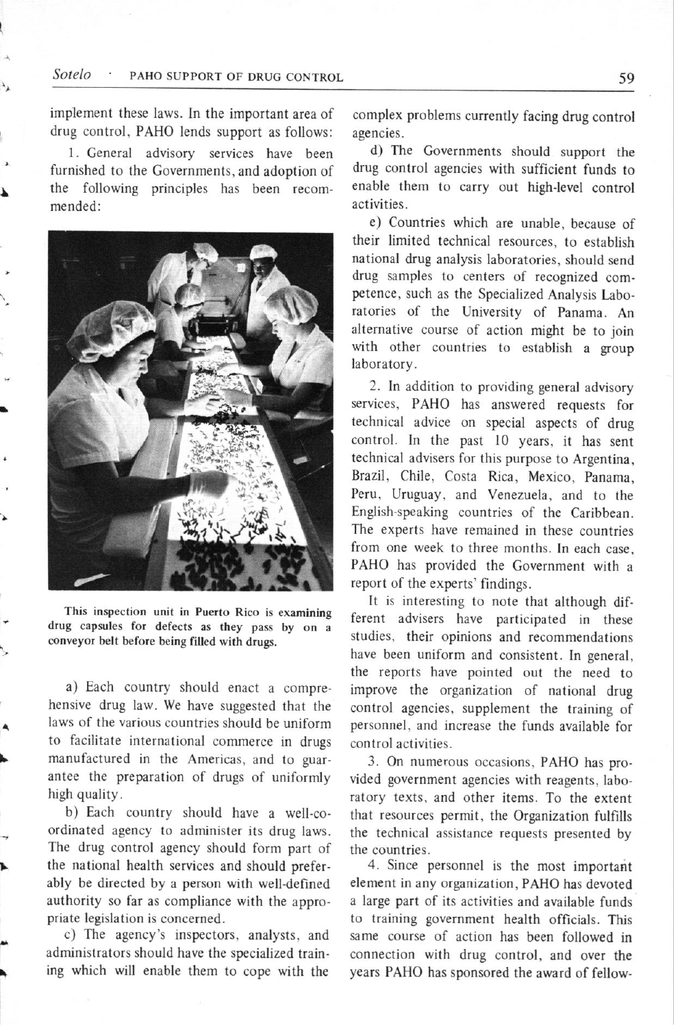implement these laws. In the important area of drug control, PAHO lends support as follows:

1. General advisory services have been furnished to the Governments, and adoption of the following principles has been recommended:

This inspection unit in Puerto Rico is examining drug capsules for defects as they pass by on a conveyor belt before being filled with drugs.

a) Each country should enact a comprehensive drug law. We have suggested that the laws of the various countries should be uniform to facilitate international commerce in drugs manufactured in the Americas, and to guarantee the preparation of drugs of uniformly high quality.

b) Each country should have a well-coordinated agency to administer its drug laws. The drug control agency should form part of the national health services and should preferably be directed by a person with well-defined authority so far as compliance with the appropriate legislation is concerned.

c) The agency's inspectors, analysts, and administrators should have the specialized training which will enable them to cope with the complex problems currently facing drug control agencies.

d) The Governments should support the drug control agencies with sufficient funds to enable them to carry out high-level control activities.

e) Countries which are unable, because of their limited technical resources, to establish national drug analysis laboratories, should send drug samples to centers of recognized competence, such as the Specialized Analysis Laboratories of the University of Panama. An alternative course of action might be to join with other countries to establish a group laboratory.

2. In addition to providing general advisory services, PAHO has answered requests for technical advice on special aspects of drug control. In the past 10 years, it has sent technical advisers for this purpose to Argentina, Brazil, Chile, Costa Rica, Mexico, Panama, Peru, Uruguay, and Venezuela, and to the English-speaking countries of the Caribbean. The experts have remained in these countries from one week to three months. In each case, PAHO has provided the Government with a report of the experts' findings.

It is interesting to note that although different advisers have participated in these studies, their opinions and recommendations have been uniform and consistent. In general, the reports have pointed out the need to improve the organization of national drug control agencies, supplement the training of personnel, and increase the funds available for control activities.

3. On numerous occasions, PAHO has provided government agencies with reagents, laboratory texts, and other items. To the extent that resources permit, the Organization fulfills the technical assistance requests presented by the countries.

4. Since personnel is the most important element in any organization, PAHO has devoted a large part of its activities and available funds to training government health officials. This same course of action has been followed in connection with drug control, and over the years PAHO has sponsored the award of fellow-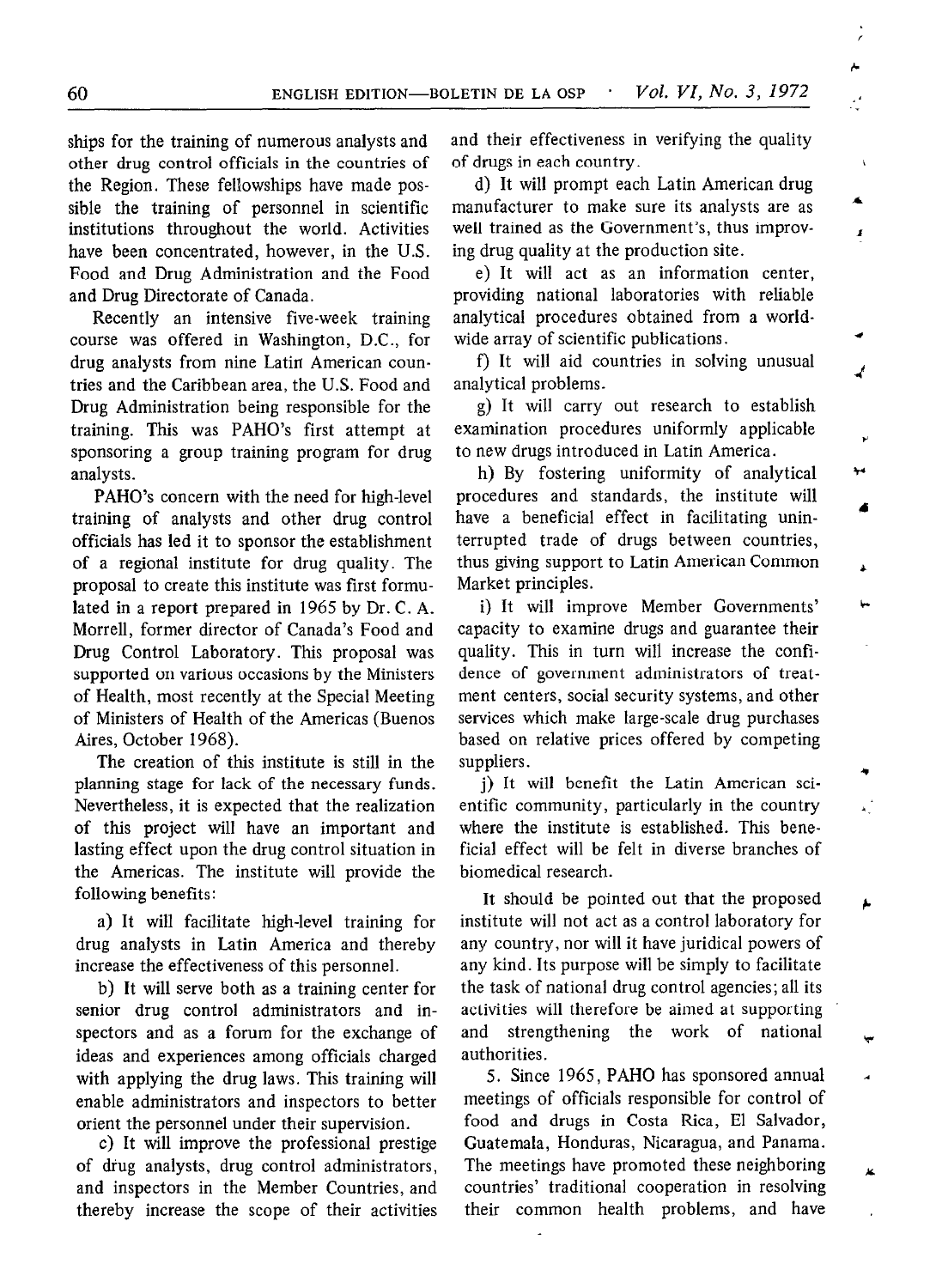ships for the training of numerous analysts and other drug control officials in the countries of the Region. These fellowships have made possible the training of personnel in scientific institutions throughout the world. Activities have been concentrated, however, in the U.S. Food and Drug Administration and the Food and Drug Directorate of Canada.

Recently an intensive five-week training course was offered in Washington, D.C., for drug analysts from nine Latin American countries and the Caribbean area, the U.S. Food and Drug Administration being responsible for the training. This was PAHO's first attempt at sponsoring a group training program for drug analysts.

PAHO's concern with the need for high-level training of analysts and other drug control officials has led it to sponsor the establishment of a regional institute for drug quality. The proposal to create this institute was first formulated in a report prepared in 1965 by Dr. C. A. Morrell, former director of Canada's Food and Drug Control Laboratory. This proposal was supported on various occasions by the Ministers of Health, most recently at the Special Meeting of Ministers of Health of the Americas (Buenos Aires, October 1968).

The creation of this institute is still in the planning stage for lack of the necessary funds. Nevertheless, it is expected that the realization of this project will have an important and lasting effect upon the drug control situation in the Americas. The institute will provide the following benefits:

a) It will facilitate high-level training for drug analysts in Latin America and thereby increase the effectiveness of this personnel.

b) It will serve both as a training center for senior drug control administrators and inspectors and as a forum for the exchange of ideas and experiences among officials charged with applying the drug laws. This training will enable administrators and inspectors to better orient the personnel under their supervision.

c) It will improve the professional prestige of drug analysts, drug control administrators, and inspectors in the Member Countries, and thereby increase the scope of their activities and their effectiveness in verifying the quality of drugs in each country.

d) It will prompt each Latin American drug manufacturer to make sure its analysts are as well trained as the Government's, thus improving drug quality at the production site.

e) It will act as an information center, providing national laboratories with reliable analytical procedures obtained from a worldwide array of scientific publications.

f) It will aid countries in solving unusual analytical problems.

g) It will carry out research to establish examination procedures uniformly applicable to new drugs introduced in Latin America.

h) By fostering uniformity of analytical procedures and standards, the institute will have a beneficial effect in facilitating uninterrupted trade of drugs between countries, thus giving support to Latin American Common Market principles.

i) It will improve Member Governments' capacity to examine drugs and guarantee their quality. This in turn will increase the confidence of government administrators of treatment centers, social security systems, and other services which make large-scale drug purchases based on relative prices offered by competing suppliers.

j) It will benefit the Latin American scientific community, particularly in the country where the institute is established. This beneficial effect will be felt in diverse branches of biomedical research.

It should be pointed out that the proposed institute will not act as a control laboratory for any country, nor will it have juridical powers of any kind. Its purpose will be simply to facilitate the task of national drug control agencies; all its activities will therefore be aimed at supporting and strengthening the work of national authorities.

5. Since 1965, PAHO has sponsored annual meetings of officials responsible for control of food and drugs in Costa Rica, El Salvador, Guatemala, Honduras, Nicaragua, and Panama. The meetings have promoted these neighboring countries' traditional cooperation in resolving their common health problems, and have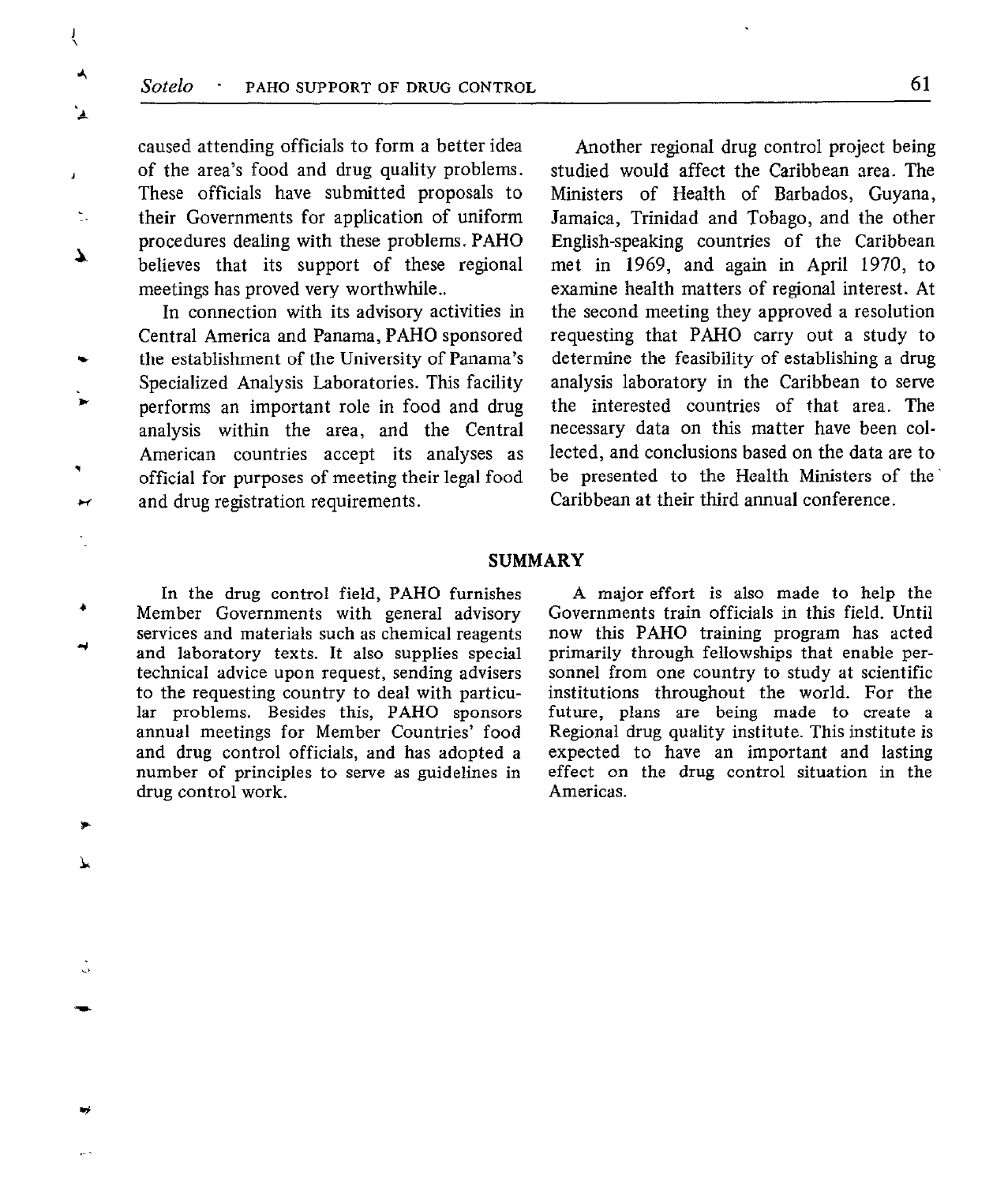caused attending officials to form a better idea of the area's food and drug quality problems. These officials have submitted proposals to their Governments for application of uniform procedures dealing with these problems. PAHO believes that its support of these regional meetings has proved very worthwhile..

In connection with its advisory activities in Central America and Panama, PAHO sponsored the establishment of the University of Panama's Specialized Analysis Laboratories. This facility performs an important role in food and drug analysis within the area, and the Central American countries accept its analyses as official for purposes of meeting their legal food and drug registration requirements.

Another regional drug control project being studied would affect the Caribbean area. The Ministers of Health of Barbados, Guyana, Jamaica, Trinidad and Tobago, and the other English-speaking countries of the Caribbean met in 1969, and again in April 1970, to examine health matters of regional interest. At the second meeting they approved a resolution requesting that PAHO carry out a study to determine the feasibility of establishing a drug analysis laboratory in the Caribbean to serve the interested countries of that area. The necessary data on this matter have been collected, and conclusions based on the data are to be presented to the Health Ministers of the Caribbean at their third annual conference.

## SUMMARY

In the drug control field, PAHO furnishes Member Governments with general advisory services and materials such as chemical reagents and laboratory texts. It also supplies special technical advice upon request, sending advisers to the requesting country to deal with particular problems. Besides this, PAHO sponsors annual meetings for Member Countries' food and drug control officials, and has adopted a number of principles to serve as guidelines in drug control work.

A major effort is also made to help the Governments train officials in this field. Until now this PAHO training program has acted primarily through fellowships that enable personnel from one country to study at scientific institutions throughout the world. For the future, plans are being made to create a Regional drug quality institute. This institute is expected to have an important and lasting effect on the drug control situation in the Americas.